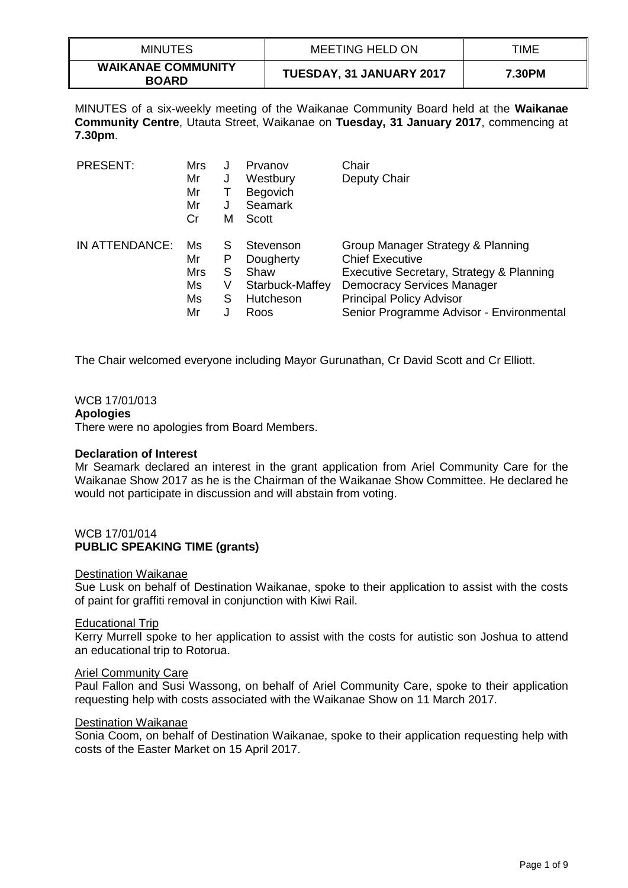| MINUTES | MEETING HELD ON | TIME |
|---|---|---|
| **WAIKANAE COMMUNITY BOARD** | **TUESDAY, 31 JANUARY 2017** | **7.30PM** |

MINUTES of a six-weekly meeting of the Waikanae Community Board held at the **Waikanae Community Centre**, Utauta Street, Waikanae on **Tuesday, 31 January 2017**, commencing at **7.30pm**.

| | | | | |
|---|---|---|---|---|
| PRESENT: | Mrs | J | Prvanov | Chair |
| | Mr | J | Westbury | Deputy Chair |
| | Mr | T | Begovich | |
| | Mr | J | Seamark | |
| | Cr | M | Scott | |
| IN ATTENDANCE: | Ms | S | Stevenson | Group Manager Strategy & Planning |
| | Mr | P | Dougherty | Chief Executive |
| | Mrs | S | Shaw | Executive Secretary, Strategy & Planning |
| | Ms | V | Starbuck-Maffey | Democracy Services Manager |
| | Ms | S | Hutcheson | Principal Policy Advisor |
| | Mr | J | Roos | Senior Programme Advisor - Environmental |

The Chair welcomed everyone including Mayor Gurunathan, Cr David Scott and Cr Elliott.

WCB 17/01/013
**Apologies**
There were no apologies from Board Members.

**Declaration of Interest**
Mr Seamark declared an interest in the grant application from Ariel Community Care for the Waikanae Show 2017 as he is the Chairman of the Waikanae Show Committee. He declared he would not participate in discussion and will abstain from voting.

WCB 17/01/014
**PUBLIC SPEAKING TIME (grants)**

Destination Waikanae
Sue Lusk on behalf of Destination Waikanae, spoke to their application to assist with the costs of paint for graffiti removal in conjunction with Kiwi Rail.

Educational Trip
Kerry Murrell spoke to her application to assist with the costs for autistic son Joshua to attend an educational trip to Rotorua.

Ariel Community Care
Paul Fallon and Susi Wassong, on behalf of Ariel Community Care, spoke to their application requesting help with costs associated with the Waikanae Show on 11 March 2017.

Destination Waikanae
Sonia Coom, on behalf of Destination Waikanae, spoke to their application requesting help with costs of the Easter Market on 15 April 2017.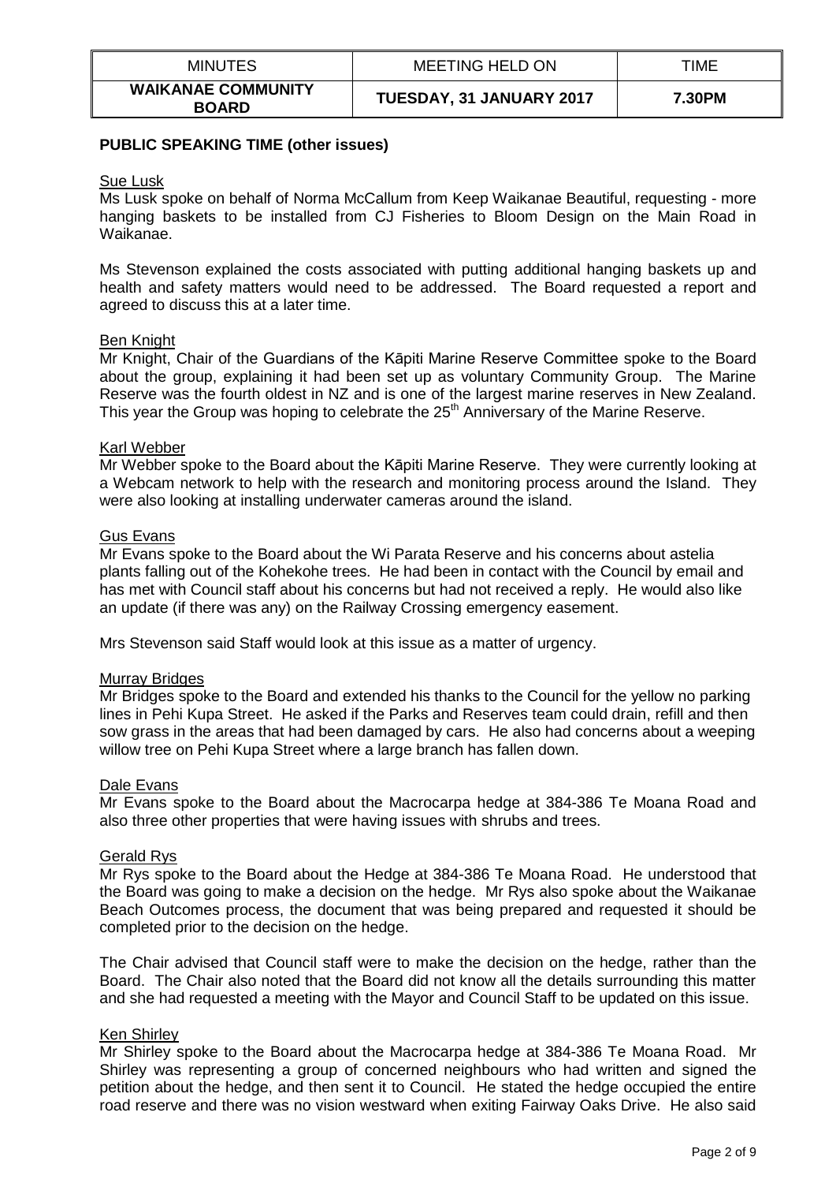## PUBLIC SPEAKING TIME (other issues)

Sue Lusk

Ms Lusk spoke on behalf of Norma McCallum from Keep Waikanae Beautiful, requesting - more hanging baskets to be installed from CJ Fisheries to Bloom Design on the Main Road in Waikanae.

Ms Stevenson explained the costs associated with putting additional hanging baskets up and health and safety matters would need to be addressed. The Board requested a report and agreed to discuss this at a later time.

Ben Knight

Mr Knight, Chair of the Guardians of the Kāpiti Marine Reserve Committee spoke to the Board about the group, explaining it had been set up as voluntary Community Group. The Marine Reserve was the fourth oldest in NZ and is one of the largest marine reserves in New Zealand. This year the Group was hoping to celebrate the 25th Anniversary of the Marine Reserve.

Karl Webber

Mr Webber spoke to the Board about the Kāpiti Marine Reserve. They were currently looking at a Webcam network to help with the research and monitoring process around the Island. They were also looking at installing underwater cameras around the island.

Gus Evans

Mr Evans spoke to the Board about the Wi Parata Reserve and his concerns about astelia plants falling out of the Kohekohe trees. He had been in contact with the Council by email and has met with Council staff about his concerns but had not received a reply. He would also like an update (if there was any) on the Railway Crossing emergency easement.

Mrs Stevenson said Staff would look at this issue as a matter of urgency.

Murray Bridges

Mr Bridges spoke to the Board and extended his thanks to the Council for the yellow no parking lines in Pehi Kupa Street. He asked if the Parks and Reserves team could drain, refill and then sow grass in the areas that had been damaged by cars. He also had concerns about a weeping willow tree on Pehi Kupa Street where a large branch has fallen down.

Dale Evans

Mr Evans spoke to the Board about the Macrocarpa hedge at 384-386 Te Moana Road and also three other properties that were having issues with shrubs and trees.

Gerald Rys

Mr Rys spoke to the Board about the Hedge at 384-386 Te Moana Road. He understood that the Board was going to make a decision on the hedge. Mr Rys also spoke about the Waikanae Beach Outcomes process, the document that was being prepared and requested it should be completed prior to the decision on the hedge.

The Chair advised that Council staff were to make the decision on the hedge, rather than the Board. The Chair also noted that the Board did not know all the details surrounding this matter and she had requested a meeting with the Mayor and Council Staff to be updated on this issue.

Ken Shirley

Mr Shirley spoke to the Board about the Macrocarpa hedge at 384-386 Te Moana Road. Mr Shirley was representing a group of concerned neighbours who had written and signed the petition about the hedge, and then sent it to Council. He stated the hedge occupied the entire road reserve and there was no vision westward when exiting Fairway Oaks Drive. He also said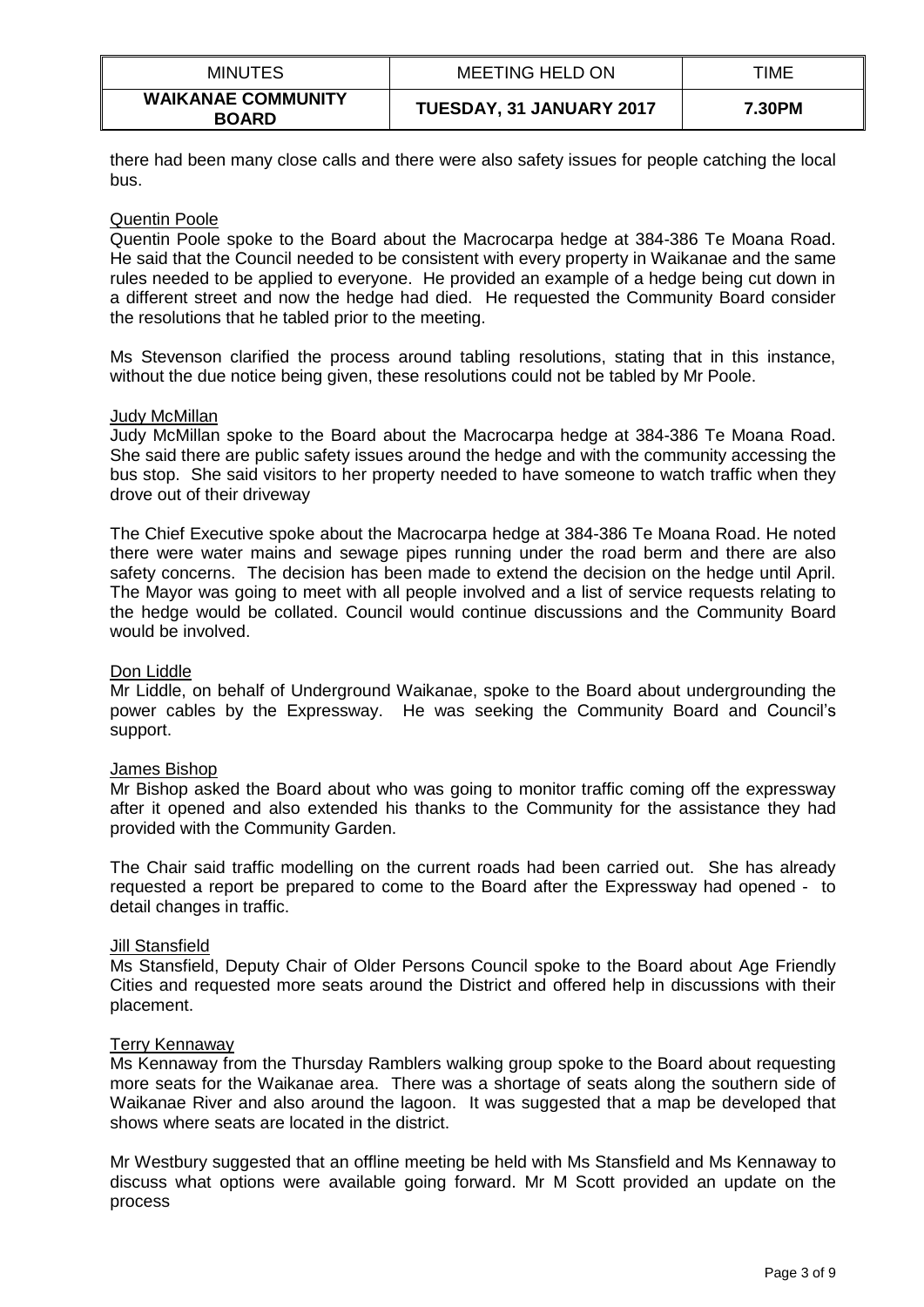there had been many close calls and there were also safety issues for people catching the local bus.

Quentin Poole

Quentin Poole spoke to the Board about the Macrocarpa hedge at 384-386 Te Moana Road. He said that the Council needed to be consistent with every property in Waikanae and the same rules needed to be applied to everyone. He provided an example of a hedge being cut down in a different street and now the hedge had died. He requested the Community Board consider the resolutions that he tabled prior to the meeting.

Ms Stevenson clarified the process around tabling resolutions, stating that in this instance, without the due notice being given, these resolutions could not be tabled by Mr Poole.

Judy McMillan

Judy McMillan spoke to the Board about the Macrocarpa hedge at 384-386 Te Moana Road. She said there are public safety issues around the hedge and with the community accessing the bus stop. She said visitors to her property needed to have someone to watch traffic when they drove out of their driveway

The Chief Executive spoke about the Macrocarpa hedge at 384-386 Te Moana Road. He noted there were water mains and sewage pipes running under the road berm and there are also safety concerns. The decision has been made to extend the decision on the hedge until April. The Mayor was going to meet with all people involved and a list of service requests relating to the hedge would be collated. Council would continue discussions and the Community Board would be involved.

Don Liddle

Mr Liddle, on behalf of Underground Waikanae, spoke to the Board about undergrounding the power cables by the Expressway. He was seeking the Community Board and Council's support.

James Bishop

Mr Bishop asked the Board about who was going to monitor traffic coming off the expressway after it opened and also extended his thanks to the Community for the assistance they had provided with the Community Garden.

The Chair said traffic modelling on the current roads had been carried out. She has already requested a report be prepared to come to the Board after the Expressway had opened - to detail changes in traffic.

Jill Stansfield

Ms Stansfield, Deputy Chair of Older Persons Council spoke to the Board about Age Friendly Cities and requested more seats around the District and offered help in discussions with their placement.

Terry Kennaway

Ms Kennaway from the Thursday Ramblers walking group spoke to the Board about requesting more seats for the Waikanae area. There was a shortage of seats along the southern side of Waikanae River and also around the lagoon. It was suggested that a map be developed that shows where seats are located in the district.

Mr Westbury suggested that an offline meeting be held with Ms Stansfield and Ms Kennaway to discuss what options were available going forward. Mr M Scott provided an update on the process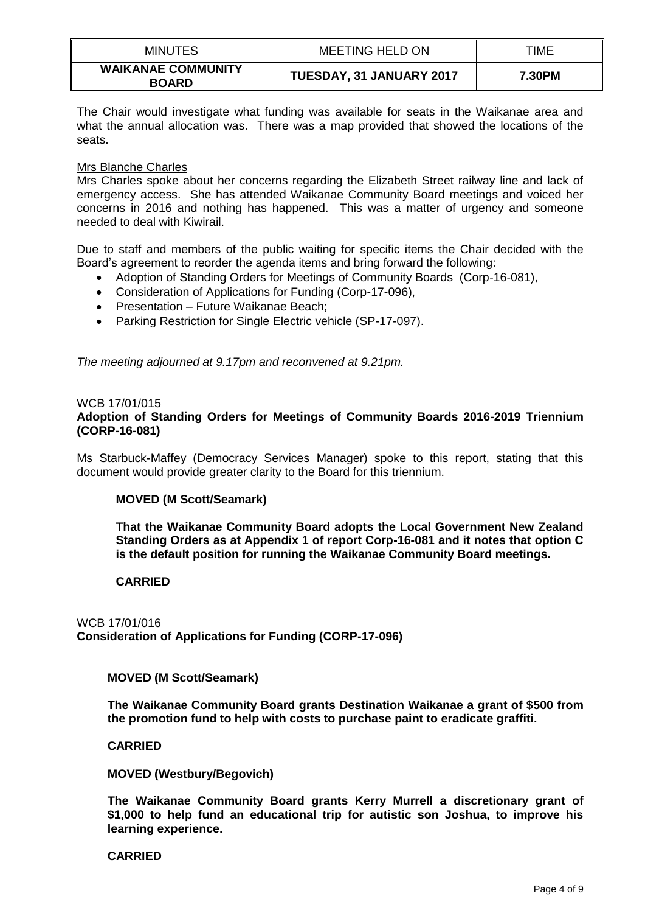The Chair would investigate what funding was available for seats in the Waikanae area and what the annual allocation was. There was a map provided that showed the locations of the seats.

Mrs Blanche Charles

Mrs Charles spoke about her concerns regarding the Elizabeth Street railway line and lack of emergency access. She has attended Waikanae Community Board meetings and voiced her concerns in 2016 and nothing has happened. This was a matter of urgency and someone needed to deal with Kiwirail.

Due to staff and members of the public waiting for specific items the Chair decided with the Board's agreement to reorder the agenda items and bring forward the following:

- Adoption of Standing Orders for Meetings of Community Boards (Corp-16-081),
- Consideration of Applications for Funding (Corp-17-096),
- Presentation – Future Waikanae Beach;
- Parking Restriction for Single Electric vehicle (SP-17-097).

*The meeting adjourned at 9.17pm and reconvened at 9.21pm.*

WCB 17/01/015

**Adoption of Standing Orders for Meetings of Community Boards 2016-2019 Triennium (CORP-16-081)**

Ms Starbuck-Maffey (Democracy Services Manager) spoke to this report, stating that this document would provide greater clarity to the Board for this triennium.

**MOVED (M Scott/Seamark)**

**That the Waikanae Community Board adopts the Local Government New Zealand Standing Orders as at Appendix 1 of report Corp-16-081 and it notes that option C is the default position for running the Waikanae Community Board meetings.**

**CARRIED**

WCB 17/01/016

**Consideration of Applications for Funding (CORP-17-096)**

**MOVED (M Scott/Seamark)**

**The Waikanae Community Board grants Destination Waikanae a grant of $500 from the promotion fund to help with costs to purchase paint to eradicate graffiti.**

**CARRIED**

**MOVED (Westbury/Begovich)**

**The Waikanae Community Board grants Kerry Murrell a discretionary grant of $1,000 to help fund an educational trip for autistic son Joshua, to improve his learning experience.**

**CARRIED**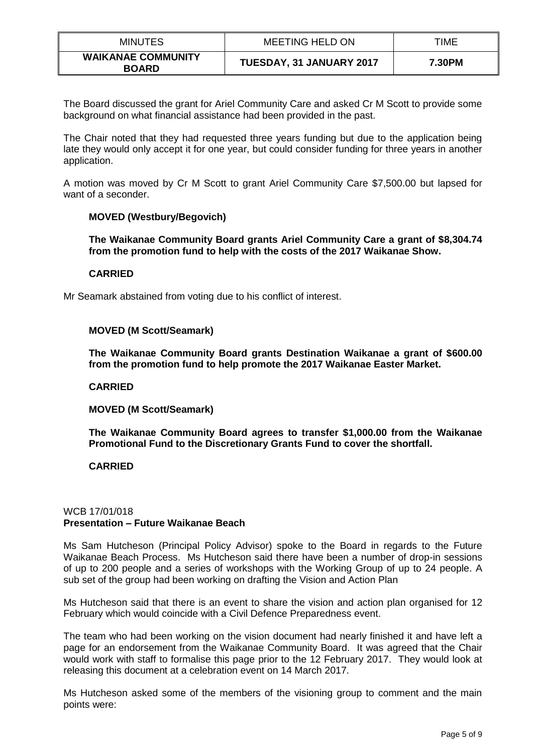The Board discussed the grant for Ariel Community Care and asked Cr M Scott to provide some background on what financial assistance had been provided in the past.

The Chair noted that they had requested three years funding but due to the application being late they would only accept it for one year, but could consider funding for three years in another application.

A motion was moved by Cr M Scott to grant Ariel Community Care $7,500.00 but lapsed for want of a seconder.

**MOVED (Westbury/Begovich)**

**The Waikanae Community Board grants Ariel Community Care a grant of $8,304.74 from the promotion fund to help with the costs of the 2017 Waikanae Show.**

**CARRIED**

Mr Seamark abstained from voting due to his conflict of interest.

**MOVED (M Scott/Seamark)**

**The Waikanae Community Board grants Destination Waikanae a grant of $600.00 from the promotion fund to help promote the 2017 Waikanae Easter Market.**

**CARRIED**

**MOVED (M Scott/Seamark)**

**The Waikanae Community Board agrees to transfer $1,000.00 from the Waikanae Promotional Fund to the Discretionary Grants Fund to cover the shortfall.**

**CARRIED**

WCB 17/01/018
**Presentation – Future Waikanae Beach**

Ms Sam Hutcheson (Principal Policy Advisor) spoke to the Board in regards to the Future Waikanae Beach Process. Ms Hutcheson said there have been a number of drop-in sessions of up to 200 people and a series of workshops with the Working Group of up to 24 people. A sub set of the group had been working on drafting the Vision and Action Plan

Ms Hutcheson said that there is an event to share the vision and action plan organised for 12 February which would coincide with a Civil Defence Preparedness event.

The team who had been working on the vision document had nearly finished it and have left a page for an endorsement from the Waikanae Community Board. It was agreed that the Chair would work with staff to formalise this page prior to the 12 February 2017. They would look at releasing this document at a celebration event on 14 March 2017.

Ms Hutcheson asked some of the members of the visioning group to comment and the main points were: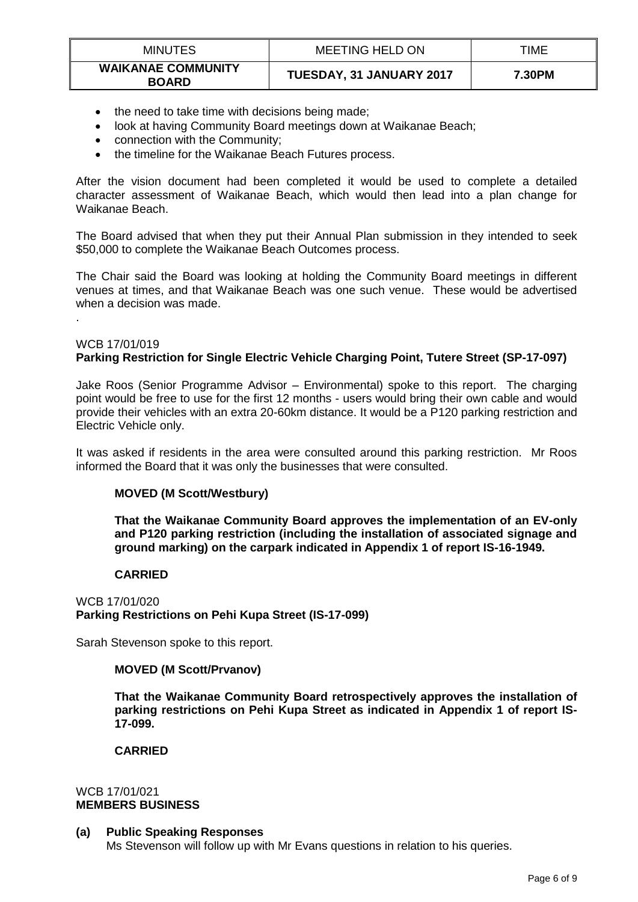- the need to take time with decisions being made;
- look at having Community Board meetings down at Waikanae Beach;
- connection with the Community;
- the timeline for the Waikanae Beach Futures process.

After the vision document had been completed it would be used to complete a detailed character assessment of Waikanae Beach, which would then lead into a plan change for Waikanae Beach.

The Board advised that when they put their Annual Plan submission in they intended to seek \$50,000 to complete the Waikanae Beach Outcomes process.

The Chair said the Board was looking at holding the Community Board meetings in different venues at times, and that Waikanae Beach was one such venue. These would be advertised when a decision was made.

.

WCB 17/01/019
**Parking Restriction for Single Electric Vehicle Charging Point, Tutere Street (SP-17-097)**

Jake Roos (Senior Programme Advisor – Environmental) spoke to this report. The charging point would be free to use for the first 12 months - users would bring their own cable and would provide their vehicles with an extra 20-60km distance. It would be a P120 parking restriction and Electric Vehicle only.

It was asked if residents in the area were consulted around this parking restriction. Mr Roos informed the Board that it was only the businesses that were consulted.

**MOVED (M Scott/Westbury)**

**That the Waikanae Community Board approves the implementation of an EV-only and P120 parking restriction (including the installation of associated signage and ground marking) on the carpark indicated in Appendix 1 of report IS-16-1949.**

**CARRIED**

WCB 17/01/020
**Parking Restrictions on Pehi Kupa Street (IS-17-099)**

Sarah Stevenson spoke to this report.

**MOVED (M Scott/Prvanov)**

**That the Waikanae Community Board retrospectively approves the installation of parking restrictions on Pehi Kupa Street as indicated in Appendix 1 of report IS-17-099.**

**CARRIED**

WCB 17/01/021
**MEMBERS BUSINESS**

**(a) Public Speaking Responses**
Ms Stevenson will follow up with Mr Evans questions in relation to his queries.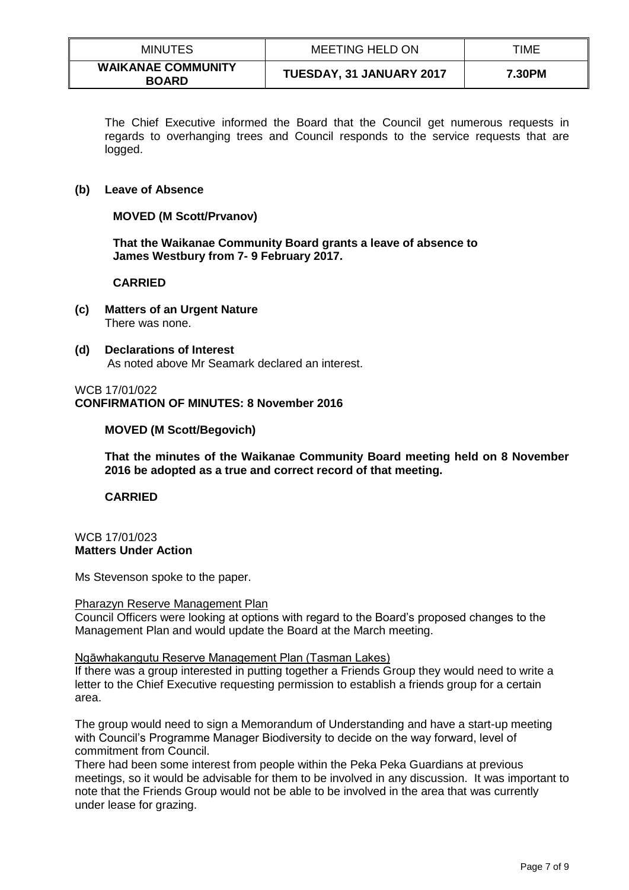The Chief Executive informed the Board that the Council get numerous requests in regards to overhanging trees and Council responds to the service requests that are logged.

**(b) Leave of Absence**

**MOVED (M Scott/Prvanov)**

**That the Waikanae Community Board grants a leave of absence to James Westbury from 7- 9 February 2017.**

**CARRIED**

**(c) Matters of an Urgent Nature**
There was none.

**(d) Declarations of Interest**
As noted above Mr Seamark declared an interest.

WCB 17/01/022
**CONFIRMATION OF MINUTES: 8 November 2016**

**MOVED (M Scott/Begovich)**

**That the minutes of the Waikanae Community Board meeting held on 8 November 2016 be adopted as a true and correct record of that meeting.**

**CARRIED**

WCB 17/01/023
**Matters Under Action**

Ms Stevenson spoke to the paper.

Pharazyn Reserve Management Plan
Council Officers were looking at options with regard to the Board's proposed changes to the Management Plan and would update the Board at the March meeting.

Ngāwhakangutu Reserve Management Plan (Tasman Lakes)
If there was a group interested in putting together a Friends Group they would need to write a letter to the Chief Executive requesting permission to establish a friends group for a certain area.

The group would need to sign a Memorandum of Understanding and have a start-up meeting with Council's Programme Manager Biodiversity to decide on the way forward, level of commitment from Council.
There had been some interest from people within the Peka Peka Guardians at previous meetings, so it would be advisable for them to be involved in any discussion. It was important to note that the Friends Group would not be able to be involved in the area that was currently under lease for grazing.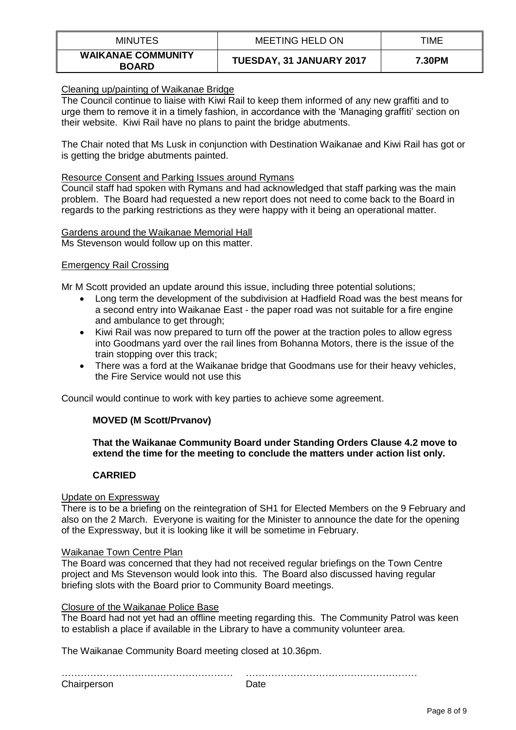#### Cleaning up/painting of Waikanae Bridge

The Council continue to liaise with Kiwi Rail to keep them informed of any new graffiti and to urge them to remove it in a timely fashion, in accordance with the 'Managing graffiti' section on their website. Kiwi Rail have no plans to paint the bridge abutments.

The Chair noted that Ms Lusk in conjunction with Destination Waikanae and Kiwi Rail has got or is getting the bridge abutments painted.

#### Resource Consent and Parking Issues around Rymans

Council staff had spoken with Rymans and had acknowledged that staff parking was the main problem. The Board had requested a new report does not need to come back to the Board in regards to the parking restrictions as they were happy with it being an operational matter.

#### Gardens around the Waikanae Memorial Hall

Ms Stevenson would follow up on this matter.

#### Emergency Rail Crossing

Mr M Scott provided an update around this issue, including three potential solutions;

- Long term the development of the subdivision at Hadfield Road was the best means for a second entry into Waikanae East - the paper road was not suitable for a fire engine and ambulance to get through;
- Kiwi Rail was now prepared to turn off the power at the traction poles to allow egress into Goodmans yard over the rail lines from Bohanna Motors, there is the issue of the train stopping over this track;
- There was a ford at the Waikanae bridge that Goodmans use for their heavy vehicles, the Fire Service would not use this

Council would continue to work with key parties to achieve some agreement.

**MOVED (M Scott/Prvanov)**

**That the Waikanae Community Board under Standing Orders Clause 4.2 move to extend the time for the meeting to conclude the matters under action list only.**

**CARRIED**

#### Update on Expressway

There is to be a briefing on the reintegration of SH1 for Elected Members on the 9 February and also on the 2 March. Everyone is waiting for the Minister to announce the date for the opening of the Expressway, but it is looking like it will be sometime in February.

#### Waikanae Town Centre Plan

The Board was concerned that they had not received regular briefings on the Town Centre project and Ms Stevenson would look into this. The Board also discussed having regular briefing slots with the Board prior to Community Board meetings.

#### Closure of the Waikanae Police Base

The Board had not yet had an offline meeting regarding this. The Community Patrol was keen to establish a place if available in the Library to have a community volunteer area.

The Waikanae Community Board meeting closed at 10.36pm.

……………………………………………… ………………………………………………

Chairperson Date